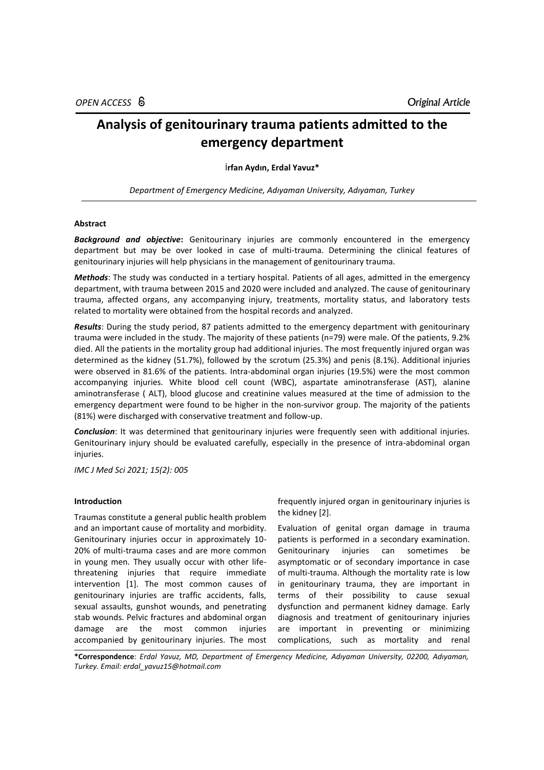*OPEN ACCESS* *Original Article*

# Analysis of genitourinary trauma patients admitted to the emergency department

**İrfan Aydın, Erdal Yavuz***

*Department of Emergency Medicine, Adıyaman University, Adıyaman, Turkey*

---

#### Abstract

***Background and objective*:** Genitourinary injuries are commonly encountered in the emergency department but may be over looked in case of multi-trauma. Determining the clinical features of genitourinary injuries will help physicians in the management of genitourinary trauma.

***Methods***: The study was conducted in a tertiary hospital. Patients of all ages, admitted in the emergency department, with trauma between 2015 and 2020 were included and analyzed. The cause of genitourinary trauma, affected organs, any accompanying injury, treatments, mortality status, and laboratory tests related to mortality were obtained from the hospital records and analyzed.

***Results***: During the study period, 87 patients admitted to the emergency department with genitourinary trauma were included in the study. The majority of these patients (n=79) were male. Of the patients, 9.2% died. All the patients in the mortality group had additional injuries. The most frequently injured organ was determined as the kidney (51.7%), followed by the scrotum (25.3%) and penis (8.1%). Additional injuries were observed in 81.6% of the patients. Intra-abdominal organ injuries (19.5%) were the most common accompanying injuries. White blood cell count (WBC), aspartate aminotransferase (AST), alanine aminotransferase ( ALT), blood glucose and creatinine values measured at the time of admission to the emergency department were found to be higher in the non-survivor group. The majority of the patients (81%) were discharged with conservative treatment and follow-up.

***Conclusion***: It was determined that genitourinary injuries were frequently seen with additional injuries. Genitourinary injury should be evaluated carefully, especially in the presence of intra-abdominal organ injuries.

*IMC J Med Sci 2021; 15(2): 005*

#### Introduction

Traumas constitute a general public health problem and an important cause of mortality and morbidity. Genitourinary injuries occur in approximately 10-20% of multi-trauma cases and are more common in young men. They usually occur with other life-threatening injuries that require immediate intervention [1]. The most common causes of genitourinary injuries are traffic accidents, falls, sexual assaults, gunshot wounds, and penetrating stab wounds. Pelvic fractures and abdominal organ damage are the most common injuries accompanied by genitourinary injuries. The most frequently injured organ in genitourinary injuries is the kidney [2].

Evaluation of genital organ damage in trauma patients is performed in a secondary examination. Genitourinary injuries can sometimes be asymptomatic or of secondary importance in case of multi-trauma. Although the mortality rate is low in genitourinary trauma, they are important in terms of their possibility to cause sexual dysfunction and permanent kidney damage. Early diagnosis and treatment of genitourinary injuries are important in preventing or minimizing complications, such as mortality and renal

---

***Correspondence**: *Erdal Yavuz, MD, Department of Emergency Medicine, Adıyaman University, 02200, Adıyaman, Turkey. Email: erdal_yavuz15@hotmail.com*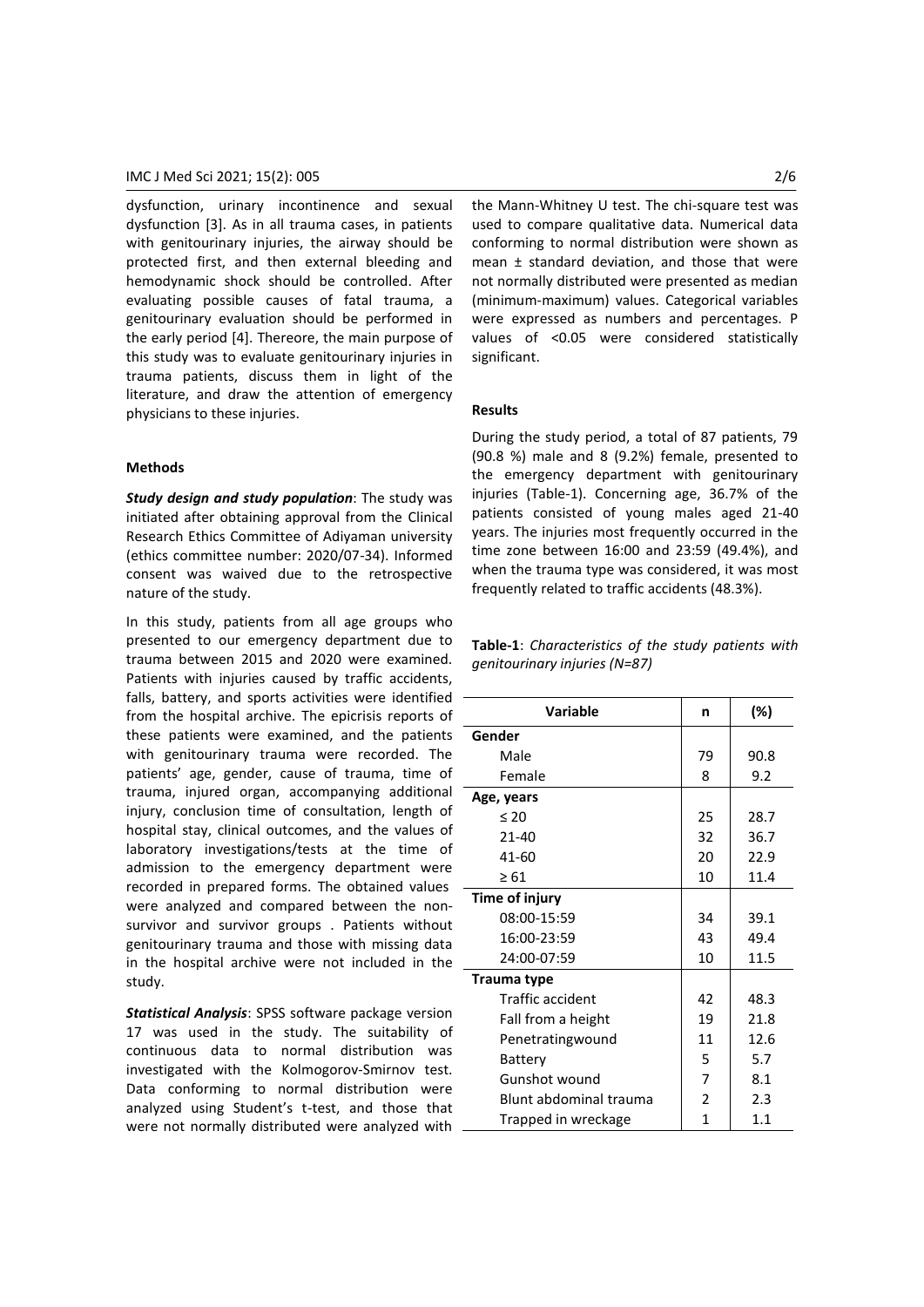dysfunction, urinary incontinence and sexual dysfunction [3]. As in all trauma cases, in patients with genitourinary injuries, the airway should be protected first, and then external bleeding and hemodynamic shock should be controlled. After evaluating possible causes of fatal trauma, a genitourinary evaluation should be performed in the early period [4]. Thereore, the main purpose of this study was to evaluate genitourinary injuries in trauma patients, discuss them in light of the literature, and draw the attention of emergency physicians to these injuries.

## Methods

***Study design and study population***: The study was initiated after obtaining approval from the Clinical Research Ethics Committee of Adiyaman university (ethics committee number: 2020/07-34). Informed consent was waived due to the retrospective nature of the study.

In this study, patients from all age groups who presented to our emergency department due to trauma between 2015 and 2020 were examined. Patients with injuries caused by traffic accidents, falls, battery, and sports activities were identified from the hospital archive. The epicrisis reports of these patients were examined, and the patients with genitourinary trauma were recorded. The patients' age, gender, cause of trauma, time of trauma, injured organ, accompanying additional injury, conclusion time of consultation, length of hospital stay, clinical outcomes, and the values of laboratory investigations/tests at the time of admission to the emergency department were recorded in prepared forms. The obtained values were analyzed and compared between the non-survivor and survivor groups . Patients without genitourinary trauma and those with missing data in the hospital archive were not included in the study.

***Statistical Analysis***: SPSS software package version 17 was used in the study. The suitability of continuous data to normal distribution was investigated with the Kolmogorov-Smirnov test. Data conforming to normal distribution were analyzed using Student's t-test, and those that were not normally distributed were analyzed with the Mann-Whitney U test. The chi-square test was used to compare qualitative data. Numerical data conforming to normal distribution were shown as mean ± standard deviation, and those that were not normally distributed were presented as median (minimum-maximum) values. Categorical variables were expressed as numbers and percentages. P values of <0.05 were considered statistically significant.

## Results

During the study period, a total of 87 patients, 79 (90.8 %) male and 8 (9.2%) female, presented to the emergency department with genitourinary injuries (Table-1). Concerning age, 36.7% of the patients consisted of young males aged 21-40 years. The injuries most frequently occurred in the time zone between 16:00 and 23:59 (49.4%), and when the trauma type was considered, it was most frequently related to traffic accidents (48.3%).

**Table-1**: *Characteristics of the study patients with genitourinary injuries (N=87)*

| Variable | n | (%) |
|---|---|---|
| **Gender** | | |
| Male | 79 | 90.8 |
| Female | 8 | 9.2 |
| **Age, years** | | |
| ≤ 20 | 25 | 28.7 |
| 21-40 | 32 | 36.7 |
| 41-60 | 20 | 22.9 |
| ≥ 61 | 10 | 11.4 |
| **Time of injury** | | |
| 08:00-15:59 | 34 | 39.1 |
| 16:00-23:59 | 43 | 49.4 |
| 24:00-07:59 | 10 | 11.5 |
| **Trauma type** | | |
| Traffic accident | 42 | 48.3 |
| Fall from a height | 19 | 21.8 |
| Penetratingwound | 11 | 12.6 |
| Battery | 5 | 5.7 |
| Gunshot wound | 7 | 8.1 |
| Blunt abdominal trauma | 2 | 2.3 |
| Trapped in wreckage | 1 | 1.1 |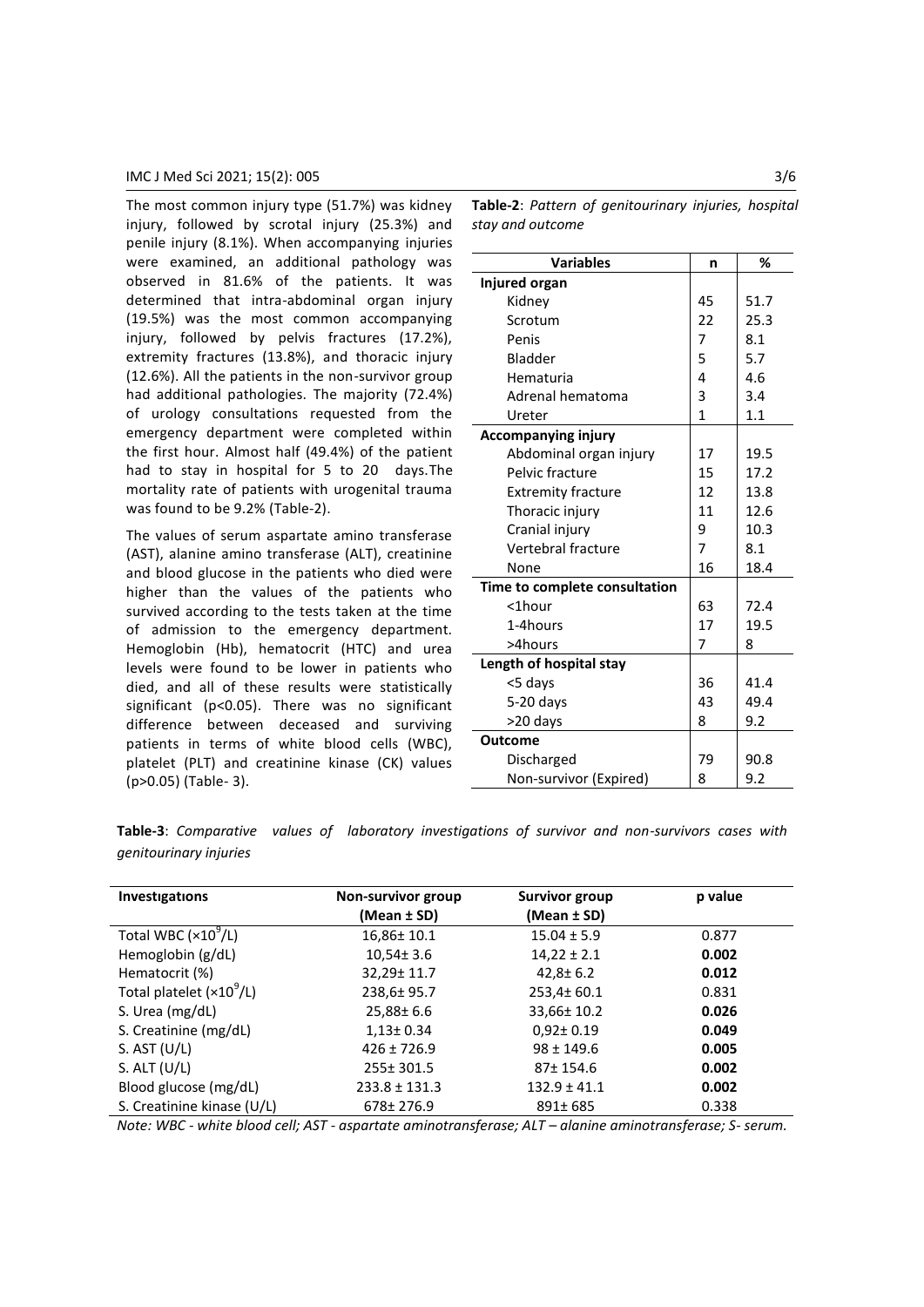The most common injury type (51.7%) was kidney injury, followed by scrotal injury (25.3%) and penile injury (8.1%). When accompanying injuries were examined, an additional pathology was observed in 81.6% of the patients. It was determined that intra-abdominal organ injury (19.5%) was the most common accompanying injury, followed by pelvis fractures (17.2%), extremity fractures (13.8%), and thoracic injury (12.6%). All the patients in the non-survivor group had additional pathologies. The majority (72.4%) of urology consultations requested from the emergency department were completed within the first hour. Almost half (49.4%) of the patient had to stay in hospital for 5 to 20 days.The mortality rate of patients with urogenital trauma was found to be 9.2% (Table-2).

The values of serum aspartate amino transferase (AST), alanine amino transferase (ALT), creatinine and blood glucose in the patients who died were higher than the values of the patients who survived according to the tests taken at the time of admission to the emergency department. Hemoglobin (Hb), hematocrit (HTC) and urea levels were found to be lower in patients who died, and all of these results were statistically significant ($p<0.05$). There was no significant difference between deceased and surviving patients in terms of white blood cells (WBC), platelet (PLT) and creatinine kinase (CK) values ($p>0.05$) (Table- 3).

**Table-2**: *Pattern of genitourinary injuries, hospital stay and outcome*

| Variables | n | % |
|---|---|---|
| **Injured organ** | | |
| Kidney | 45 | 51.7 |
| Scrotum | 22 | 25.3 |
| Penis | 7 | 8.1 |
| Bladder | 5 | 5.7 |
| Hematuria | 4 | 4.6 |
| Adrenal hematoma | 3 | 3.4 |
| Ureter | 1 | 1.1 |
| **Accompanying injury** | | |
| Abdominal organ injury | 17 | 19.5 |
| Pelvic fracture | 15 | 17.2 |
| Extremity fracture | 12 | 13.8 |
| Thoracic injury | 11 | 12.6 |
| Cranial injury | 9 | 10.3 |
| Vertebral fracture | 7 | 8.1 |
| None | 16 | 18.4 |
| **Time to complete consultation** | | |
| <1hour | 63 | 72.4 |
| 1-4hours | 17 | 19.5 |
| >4hours | 7 | 8 |
| **Length of hospital stay** | | |
| <5 days | 36 | 41.4 |
| 5-20 days | 43 | 49.4 |
| >20 days | 8 | 9.2 |
| **Outcome** | | |
| Discharged | 79 | 90.8 |
| Non-survivor (Expired) | 8 | 9.2 |

**Table-3**: *Comparative values of laboratory investigations of survivor and non-survivors cases with genitourinary injuries*

| Investıgatıons | Non-survivor group (Mean ± SD) | Survivor group (Mean ± SD) | p value |
|---|---|---|---|
| Total WBC ($\times 10^9$/L) | 16,86± 10.1 | 15.04 ± 5.9 | 0.877 |
| Hemoglobin (g/dL) | 10,54± 3.6 | 14,22 ± 2.1 | **0.002** |
| Hematocrit (%) | 32,29± 11.7 | 42,8± 6.2 | **0.012** |
| Total platelet ($\times 10^9$/L) | 238,6± 95.7 | 253,4± 60.1 | 0.831 |
| S. Urea (mg/dL) | 25,88± 6.6 | 33,66± 10.2 | **0.026** |
| S. Creatinine (mg/dL) | 1,13± 0.34 | 0,92± 0.19 | **0.049** |
| S. AST (U/L) | 426 ± 726.9 | 98 ± 149.6 | **0.005** |
| S. ALT (U/L) | 255± 301.5 | 87± 154.6 | **0.002** |
| Blood glucose (mg/dL) | 233.8 ± 131.3 | 132.9 ± 41.1 | **0.002** |
| S. Creatinine kinase (U/L) | 678± 276.9 | 891± 685 | 0.338 |

*Note: WBC - white blood cell; AST - aspartate aminotransferase; ALT – alanine aminotransferase; S- serum.*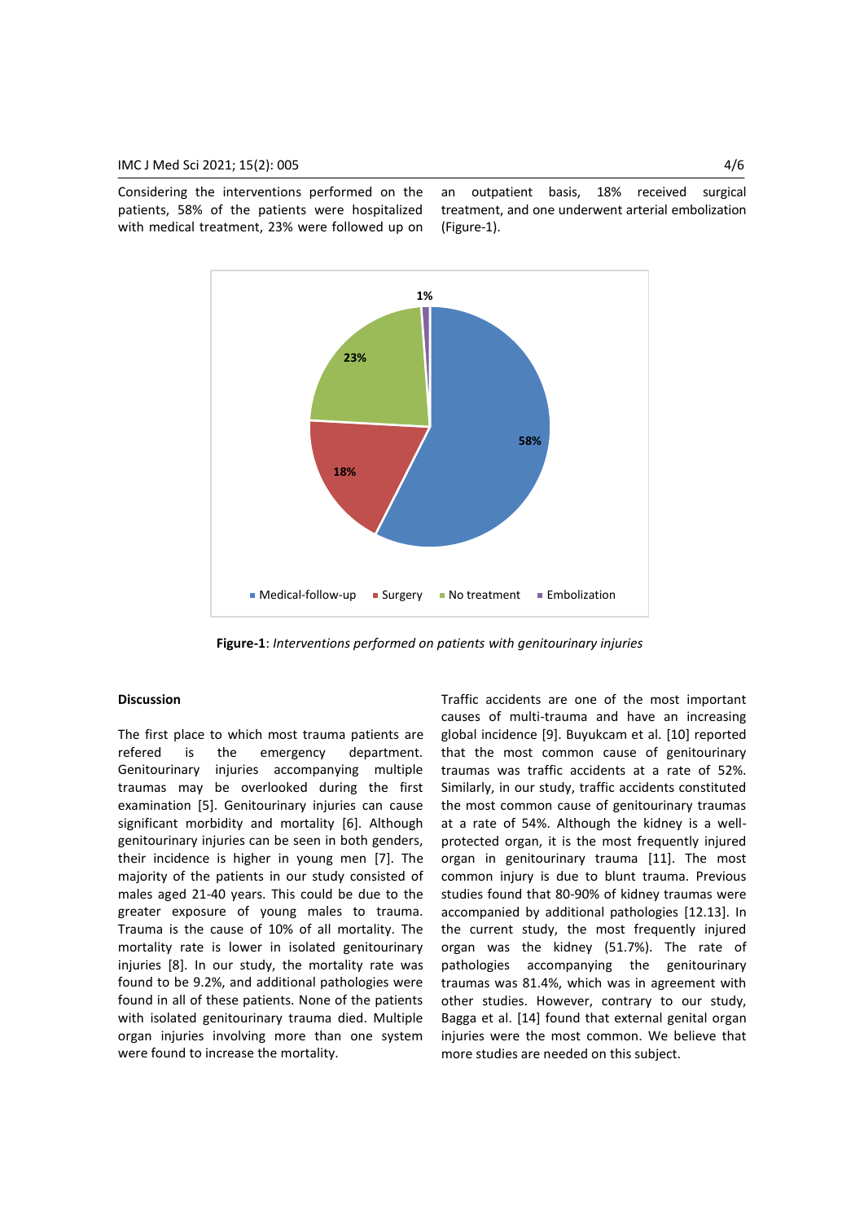Considering the interventions performed on the patients, 58% of the patients were hospitalized with medical treatment, 23% were followed up on an outpatient basis, 18% received surgical treatment, and one underwent arterial embolization (Figure-1).

**Figure-1**: *Interventions performed on patients with genitourinary injuries*

### Discussion

The first place to which most trauma patients are refered is the emergency department. Genitourinary injuries accompanying multiple traumas may be overlooked during the first examination [5]. Genitourinary injuries can cause significant morbidity and mortality [6]. Although genitourinary injuries can be seen in both genders, their incidence is higher in young men [7]. The majority of the patients in our study consisted of males aged 21-40 years. This could be due to the greater exposure of young males to trauma. Trauma is the cause of 10% of all mortality. The mortality rate is lower in isolated genitourinary injuries [8]. In our study, the mortality rate was found to be 9.2%, and additional pathologies were found in all of these patients. None of the patients with isolated genitourinary trauma died. Multiple organ injuries involving more than one system were found to increase the mortality.

Traffic accidents are one of the most important causes of multi-trauma and have an increasing global incidence [9]. Buyukcam et al. [10] reported that the most common cause of genitourinary traumas was traffic accidents at a rate of 52%. Similarly, in our study, traffic accidents constituted the most common cause of genitourinary traumas at a rate of 54%. Although the kidney is a well-protected organ, it is the most frequently injured organ in genitourinary trauma [11]. The most common injury is due to blunt trauma. Previous studies found that 80-90% of kidney traumas were accompanied by additional pathologies [12.13]. In the current study, the most frequently injured organ was the kidney (51.7%). The rate of pathologies accompanying the genitourinary traumas was 81.4%, which was in agreement with other studies. However, contrary to our study, Bagga et al. [14] found that external genital organ injuries were the most common. We believe that more studies are needed on this subject.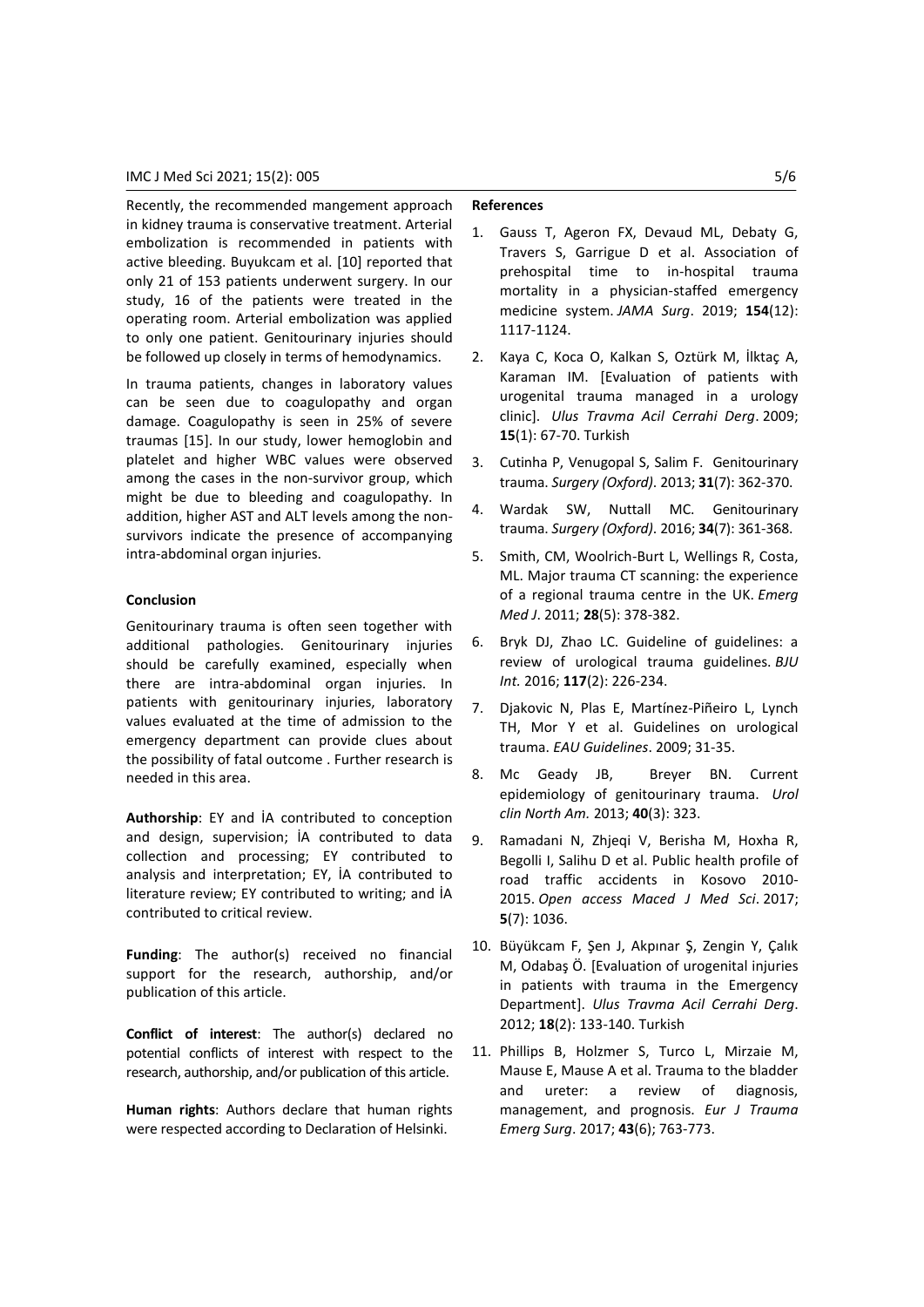Recently, the recommended mangement approach in kidney trauma is conservative treatment. Arterial embolization is recommended in patients with active bleeding. Buyukcam et al. [10] reported that only 21 of 153 patients underwent surgery. In our study, 16 of the patients were treated in the operating room. Arterial embolization was applied to only one patient. Genitourinary injuries should be followed up closely in terms of hemodynamics.

In trauma patients, changes in laboratory values can be seen due to coagulopathy and organ damage. Coagulopathy is seen in 25% of severe traumas [15]. In our study, lower hemoglobin and platelet and higher WBC values were observed among the cases in the non-survivor group, which might be due to bleeding and coagulopathy. In addition, higher AST and ALT levels among the non-survivors indicate the presence of accompanying intra-abdominal organ injuries.

#### Conclusion

Genitourinary trauma is often seen together with additional pathologies. Genitourinary injuries should be carefully examined, especially when there are intra-abdominal organ injuries. In patients with genitourinary injuries, laboratory values evaluated at the time of admission to the emergency department can provide clues about the possibility of fatal outcome . Further research is needed in this area.

**Authorship**: EY and İA contributed to conception and design, supervision; İA contributed to data collection and processing; EY contributed to analysis and interpretation; EY, İA contributed to literature review; EY contributed to writing; and İA contributed to critical review.

**Funding**: The author(s) received no financial support for the research, authorship, and/or publication of this article.

**Conflict of interest**: The author(s) declared no potential conflicts of interest with respect to the research, authorship, and/or publication of this article.

**Human rights**: Authors declare that human rights were respected according to Declaration of Helsinki.

#### References

1. Gauss T, Ageron FX, Devaud ML, Debaty G, Travers S, Garrigue D et al. Association of prehospital time to in-hospital trauma mortality in a physician-staffed emergency medicine system. *JAMA Surg*. 2019; **154**(12): 1117-1124.
2. Kaya C, Koca O, Kalkan S, Oztürk M, İlktaç A, Karaman IM. [Evaluation of patients with urogenital trauma managed in a urology clinic]. *Ulus Travma Acil Cerrahi Derg*. 2009; **15**(1): 67-70. Turkish
3. Cutinha P, Venugopal S, Salim F. Genitourinary trauma. *Surgery (Oxford)*. 2013; **31**(7): 362-370.
4. Wardak SW, Nuttall MC. Genitourinary trauma. *Surgery (Oxford)*. 2016; **34**(7): 361-368.
5. Smith, CM, Woolrich-Burt L, Wellings R, Costa, ML. Major trauma CT scanning: the experience of a regional trauma centre in the UK. *Emerg Med J*. 2011; **28**(5): 378-382.
6. Bryk DJ, Zhao LC. Guideline of guidelines: a review of urological trauma guidelines. *BJU Int.* 2016; **117**(2): 226-234.
7. Djakovic N, Plas E, Martínez-Piñeiro L, Lynch TH, Mor Y et al. Guidelines on urological trauma. *EAU Guidelines*. 2009; 31-35.
8. Mc Geady JB, Breyer BN. Current epidemiology of genitourinary trauma. *Urol clin North Am.* 2013; **40**(3): 323.
9. Ramadani N, Zhjeqi V, Berisha M, Hoxha R, Begolli I, Salihu D et al. Public health profile of road traffic accidents in Kosovo 2010-2015. *Open access Maced J Med Sci*. 2017; **5**(7): 1036.
10. Büyükcam F, Şen J, Akpınar Ş, Zengin Y, Çalık M, Odabaş Ö. [Evaluation of urogenital injuries in patients with trauma in the Emergency Department]. *Ulus Travma Acil Cerrahi Derg*. 2012; **18**(2): 133-140. Turkish
11. Phillips B, Holzmer S, Turco L, Mirzaie M, Mause E, Mause A et al. Trauma to the bladder and ureter: a review of diagnosis, management, and prognosis. *Eur J Trauma Emerg Surg*. 2017; **43**(6); 763-773.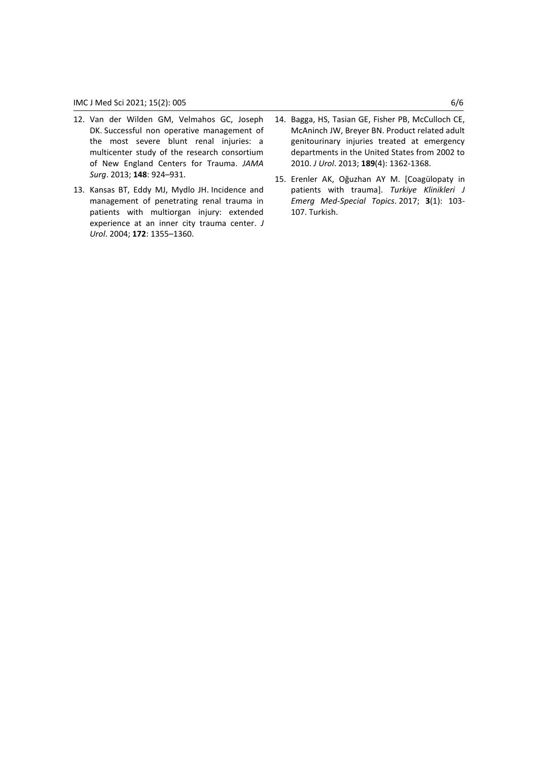12. Van der Wilden GM, Velmahos GC, Joseph DK. Successful non operative management of the most severe blunt renal injuries: a multicenter study of the research consortium of New England Centers for Trauma. *JAMA Surg*. 2013; **148**: 924–931.
13. Kansas BT, Eddy MJ, Mydlo JH. Incidence and management of penetrating renal trauma in patients with multiorgan injury: extended experience at an inner city trauma center. *J Urol*. 2004; **172**: 1355–1360.
14. Bagga, HS, Tasian GE, Fisher PB, McCulloch CE, McAninch JW, Breyer BN. Product related adult genitourinary injuries treated at emergency departments in the United States from 2002 to 2010. *J Urol*. 2013; **189**(4): 1362-1368.
15. Erenler AK, Oğuzhan AY M. [Coagülopaty in patients with trauma]. *Turkiye Klinikleri J Emerg Med-Special Topics*. 2017; **3**(1): 103-107. Turkish.